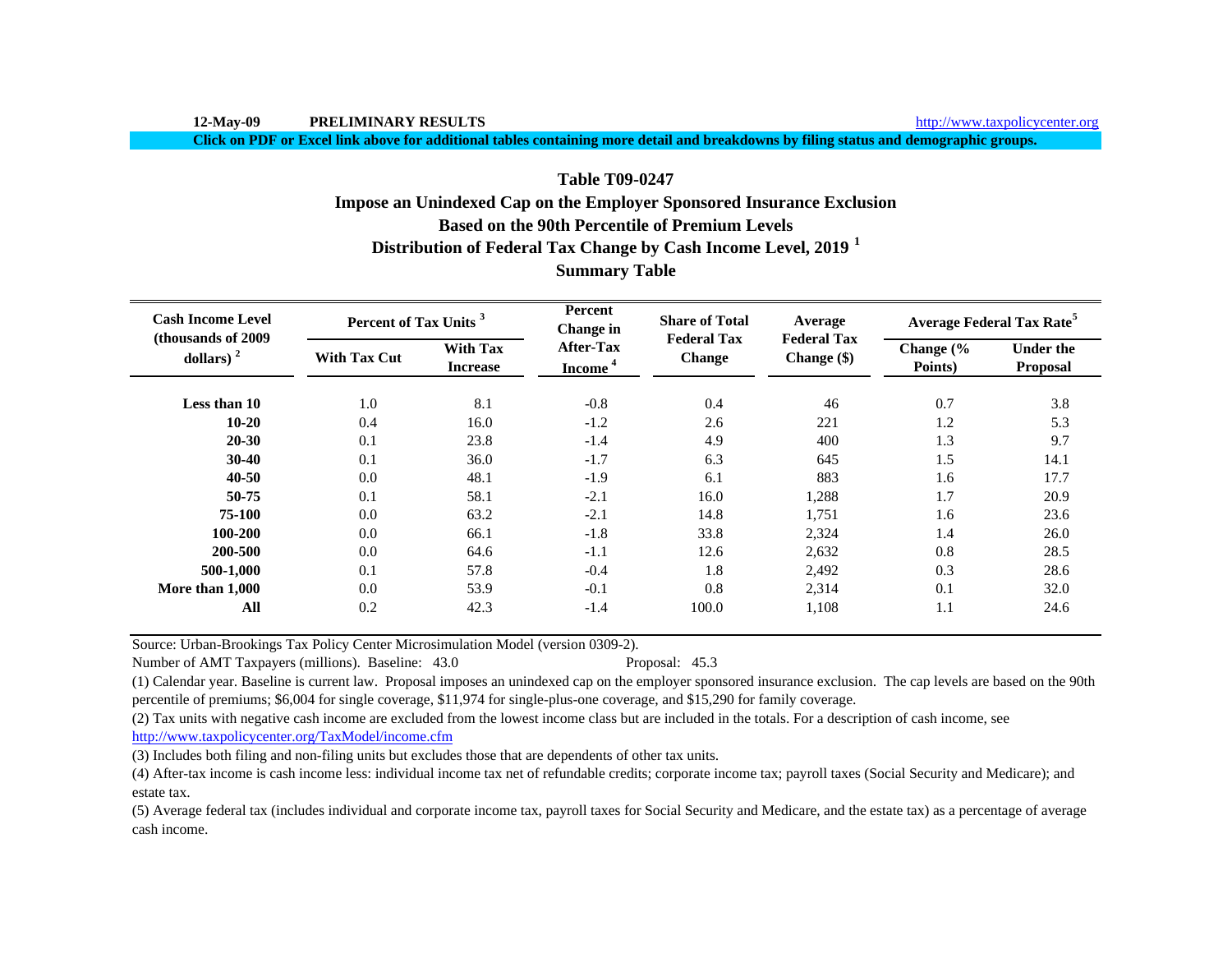12-May-09 **PRELIMINARY RESULTS** http://www.taxpolicycenter.org

**Click on PDF or Excel link above for additional tables containing more detail and breakdowns by filing status and demographic groups.**

## Table T09-0247
## Impose an Unindexed Cap on the Employer Sponsored Insurance Exclusion
## Based on the 90th Percentile of Premium Levels
## Distribution of Federal Tax Change by Cash Income Level, 2019 [1]
## Summary Table

| Cash Income Level (thousands of 2009 dollars) [2] | Percent of Tax Units [3] | | Percent Change in After-Tax Income [4] | Share of Total Federal Tax Change | Average Federal Tax Change ($) | Average Federal Tax Rate[5] | |
|---|---|---|---|---|---|---|---|
| | With Tax Cut | With Tax Increase | | | | Change (% Points) | Under the Proposal |
| Less than 10 | 1.0 | 8.1 | -0.8 | 0.4 | 46 | 0.7 | 3.8 |
| 10-20 | 0.4 | 16.0 | -1.2 | 2.6 | 221 | 1.2 | 5.3 |
| 20-30 | 0.1 | 23.8 | -1.4 | 4.9 | 400 | 1.3 | 9.7 |
| 30-40 | 0.1 | 36.0 | -1.7 | 6.3 | 645 | 1.5 | 14.1 |
| 40-50 | 0.0 | 48.1 | -1.9 | 6.1 | 883 | 1.6 | 17.7 |
| 50-75 | 0.1 | 58.1 | -2.1 | 16.0 | 1,288 | 1.7 | 20.9 |
| 75-100 | 0.0 | 63.2 | -2.1 | 14.8 | 1,751 | 1.6 | 23.6 |
| 100-200 | 0.0 | 66.1 | -1.8 | 33.8 | 2,324 | 1.4 | 26.0 |
| 200-500 | 0.0 | 64.6 | -1.1 | 12.6 | 2,632 | 0.8 | 28.5 |
| 500-1,000 | 0.1 | 57.8 | -0.4 | 1.8 | 2,492 | 0.3 | 28.6 |
| More than 1,000 | 0.0 | 53.9 | -0.1 | 0.8 | 2,314 | 0.1 | 32.0 |
| All | 0.2 | 42.3 | -1.4 | 100.0 | 1,108 | 1.1 | 24.6 |

Source: Urban-Brookings Tax Policy Center Microsimulation Model (version 0309-2).

Number of AMT Taxpayers (millions). Baseline: 43.0 Proposal: 45.3

(1) Calendar year. Baseline is current law. Proposal imposes an unindexed cap on the employer sponsored insurance exclusion. The cap levels are based on the 90th percentile of premiums; $6,004 for single coverage, $11,974 for single-plus-one coverage, and $15,290 for family coverage.

(2) Tax units with negative cash income are excluded from the lowest income class but are included in the totals. For a description of cash income, see http://www.taxpolicycenter.org/TaxModel/income.cfm

(3) Includes both filing and non-filing units but excludes those that are dependents of other tax units.

(4) After-tax income is cash income less: individual income tax net of refundable credits; corporate income tax; payroll taxes (Social Security and Medicare); and estate tax.

(5) Average federal tax (includes individual and corporate income tax, payroll taxes for Social Security and Medicare, and the estate tax) as a percentage of average cash income.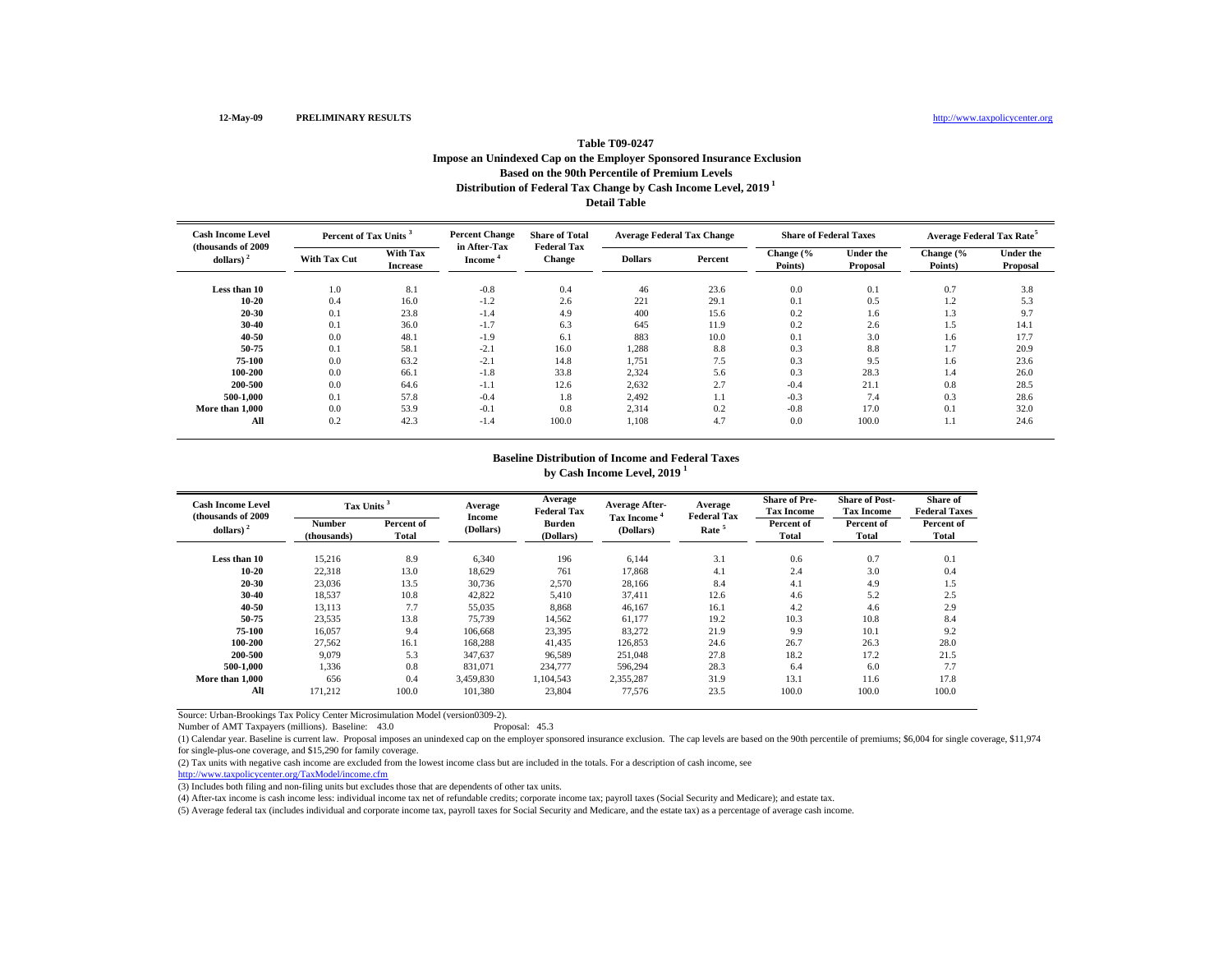12-May-09 PRELIMINARY RESULTS http://www.taxpolicycenter.org

# Table T09-0247

## Impose an Unindexed Cap on the Employer Sponsored Insurance Exclusion Based on the 90th Percentile of Premium Levels Distribution of Federal Tax Change by Cash Income Level, 2019 [1]

### Detail Table

| Cash Income Level (thousands of 2009 dollars) [2] | Percent of Tax Units [3] | | Percent Change in After-Tax Income [4] | Share of Total Federal Tax Change | Average Federal Tax Change | | Share of Federal Taxes | | Average Federal Tax Rate [5] | |
|---|---|---|---|---|---|---|---|---|---|---|
| | With Tax Cut | With Tax Increase | | | Dollars | Percent | Change (% Points) | Under the Proposal | Change (% Points) | Under the Proposal |
| Less than 10 | 1.0 | 8.1 | -0.8 | 0.4 | 46 | 23.6 | 0.0 | 0.1 | 0.7 | 3.8 |
| 10-20 | 0.4 | 16.0 | -1.2 | 2.6 | 221 | 29.1 | 0.1 | 0.5 | 1.2 | 5.3 |
| 20-30 | 0.1 | 23.8 | -1.4 | 4.9 | 400 | 15.6 | 0.2 | 1.6 | 1.3 | 9.7 |
| 30-40 | 0.1 | 36.0 | -1.7 | 6.3 | 645 | 11.9 | 0.2 | 2.6 | 1.5 | 14.1 |
| 40-50 | 0.0 | 48.1 | -1.9 | 6.1 | 883 | 10.0 | 0.1 | 3.0 | 1.6 | 17.7 |
| 50-75 | 0.1 | 58.1 | -2.1 | 16.0 | 1,288 | 8.8 | 0.3 | 8.8 | 1.7 | 20.9 |
| 75-100 | 0.0 | 63.2 | -2.1 | 14.8 | 1,751 | 7.5 | 0.3 | 9.5 | 1.6 | 23.6 |
| 100-200 | 0.0 | 66.1 | -1.8 | 33.8 | 2,324 | 5.6 | 0.3 | 28.3 | 1.4 | 26.0 |
| 200-500 | 0.0 | 64.6 | -1.1 | 12.6 | 2,632 | 2.7 | -0.4 | 21.1 | 0.8 | 28.5 |
| 500-1,000 | 0.1 | 57.8 | -0.4 | 1.8 | 2,492 | 1.1 | -0.3 | 7.4 | 0.3 | 28.6 |
| More than 1,000 | 0.0 | 53.9 | -0.1 | 0.8 | 2,314 | 0.2 | -0.8 | 17.0 | 0.1 | 32.0 |
| All | 0.2 | 42.3 | -1.4 | 100.0 | 1,108 | 4.7 | 0.0 | 100.0 | 1.1 | 24.6 |

## Baseline Distribution of Income and Federal Taxes by Cash Income Level, 2019 [1]

| Cash Income Level (thousands of 2009 dollars) [2] | Tax Units [3] | | Average Income (Dollars) | Average Federal Tax Burden (Dollars) | Average After-Tax Income [4] (Dollars) | Average Federal Tax Rate [5] | Share of Pre-Tax Income | Share of Post-Tax Income | Share of Federal Taxes |
|---|---|---|---|---|---|---|---|---|---|
| | Number (thousands) | Percent of Total | | | | | Percent of Total | Percent of Total | Percent of Total |
| Less than 10 | 15,216 | 8.9 | 6,340 | 196 | 6,144 | 3.1 | 0.6 | 0.7 | 0.1 |
| 10-20 | 22,318 | 13.0 | 18,629 | 761 | 17,868 | 4.1 | 2.4 | 3.0 | 0.4 |
| 20-30 | 23,036 | 13.5 | 30,736 | 2,570 | 28,166 | 8.4 | 4.1 | 4.9 | 1.5 |
| 30-40 | 18,537 | 10.8 | 42,822 | 5,410 | 37,411 | 12.6 | 4.6 | 5.2 | 2.5 |
| 40-50 | 13,113 | 7.7 | 55,035 | 8,868 | 46,167 | 16.1 | 4.2 | 4.6 | 2.9 |
| 50-75 | 23,535 | 13.8 | 75,739 | 14,562 | 61,177 | 19.2 | 10.3 | 10.8 | 8.4 |
| 75-100 | 16,057 | 9.4 | 106,668 | 23,395 | 83,272 | 21.9 | 9.9 | 10.1 | 9.2 |
| 100-200 | 27,562 | 16.1 | 168,288 | 41,435 | 126,853 | 24.6 | 26.7 | 26.3 | 28.0 |
| 200-500 | 9,079 | 5.3 | 347,637 | 96,589 | 251,048 | 27.8 | 18.2 | 17.2 | 21.5 |
| 500-1,000 | 1,336 | 0.8 | 831,071 | 234,777 | 596,294 | 28.3 | 6.4 | 6.0 | 7.7 |
| More than 1,000 | 656 | 0.4 | 3,459,830 | 1,104,543 | 2,355,287 | 31.9 | 13.1 | 11.6 | 17.8 |
| All | 171,212 | 100.0 | 101,380 | 23,804 | 77,576 | 23.5 | 100.0 | 100.0 | 100.0 |

Source: Urban-Brookings Tax Policy Center Microsimulation Model (version0309-2).

Number of AMT Taxpayers (millions). Baseline: 43.0 Proposal: 45.3

(1) Calendar year. Baseline is current law. Proposal imposes an unindexed cap on the employer sponsored insurance exclusion. The cap levels are based on the 90th percentile of premiums; $6,004 for single coverage, $11,974 for single-plus-one coverage, and $15,290 for family coverage.

(2) Tax units with negative cash income are excluded from the lowest income class but are included in the totals. For a description of cash income, see http://www.taxpolicycenter.org/TaxModel/income.cfm

(3) Includes both filing and non-filing units but excludes those that are dependents of other tax units.

(4) After-tax income is cash income less: individual income tax net of refundable credits; corporate income tax; payroll taxes (Social Security and Medicare); and estate tax.

(5) Average federal tax (includes individual and corporate income tax, payroll taxes for Social Security and Medicare, and the estate tax) as a percentage of average cash income.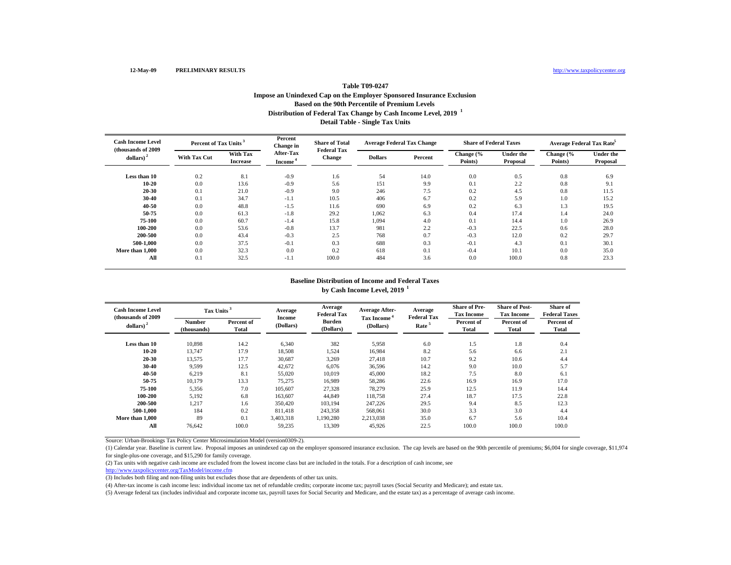12-May-09 **PRELIMINARY RESULTS** http://www.taxpolicycenter.org

### Table T09-0247
### Impose an Unindexed Cap on the Employer Sponsored Insurance Exclusion
### Based on the 90th Percentile of Premium Levels
### Distribution of Federal Tax Change by Cash Income Level, 2019 [1]
### Detail Table - Single Tax Units

| Cash Income Level (thousands of 2009 dollars) [2] | Percent of Tax Units [3] | | Percent Change in After-Tax Income [4] | Share of Total Federal Tax Change | Average Federal Tax Change | | Share of Federal Taxes | | Average Federal Tax Rate[5] | |
|---|---|---|---|---|---|---|---|---|---|---|
| | With Tax Cut | With Tax Increase | | | Dollars | Percent | Change (% Points) | Under the Proposal | Change (% Points) | Under the Proposal |
| Less than 10 | 0.2 | 8.1 | -0.9 | 1.6 | 54 | 14.0 | 0.0 | 0.5 | 0.8 | 6.9 |
| 10-20 | 0.0 | 13.6 | -0.9 | 5.6 | 151 | 9.9 | 0.1 | 2.2 | 0.8 | 9.1 |
| 20-30 | 0.1 | 21.0 | -0.9 | 9.0 | 246 | 7.5 | 0.2 | 4.5 | 0.8 | 11.5 |
| 30-40 | 0.1 | 34.7 | -1.1 | 10.5 | 406 | 6.7 | 0.2 | 5.9 | 1.0 | 15.2 |
| 40-50 | 0.0 | 48.8 | -1.5 | 11.6 | 690 | 6.9 | 0.2 | 6.3 | 1.3 | 19.5 |
| 50-75 | 0.0 | 61.3 | -1.8 | 29.2 | 1,062 | 6.3 | 0.4 | 17.4 | 1.4 | 24.0 |
| 75-100 | 0.0 | 60.7 | -1.4 | 15.8 | 1,094 | 4.0 | 0.1 | 14.4 | 1.0 | 26.9 |
| 100-200 | 0.0 | 53.6 | -0.8 | 13.7 | 981 | 2.2 | -0.3 | 22.5 | 0.6 | 28.0 |
| 200-500 | 0.0 | 43.4 | -0.3 | 2.5 | 768 | 0.7 | -0.3 | 12.0 | 0.2 | 29.7 |
| 500-1,000 | 0.0 | 37.5 | -0.1 | 0.3 | 688 | 0.3 | -0.1 | 4.3 | 0.1 | 30.1 |
| More than 1,000 | 0.0 | 32.3 | 0.0 | 0.2 | 618 | 0.1 | -0.4 | 10.1 | 0.0 | 35.0 |
| All | 0.1 | 32.5 | -1.1 | 100.0 | 484 | 3.6 | 0.0 | 100.0 | 0.8 | 23.3 |

### Baseline Distribution of Income and Federal Taxes
### by Cash Income Level, 2019 [1]

| Cash Income Level (thousands of 2009 dollars) [2] | Tax Units [3] | | Average Income (Dollars) | Average Federal Tax Burden (Dollars) | Average After-Tax Income [4] (Dollars) | Average Federal Tax Rate [5] | Share of Pre-Tax Income | Share of Post-Tax Income | Share of Federal Taxes |
|---|---|---|---|---|---|---|---|---|---|
| | Number (thousands) | Percent of Total | | | | | Percent of Total | Percent of Total | Percent of Total |
| Less than 10 | 10,898 | 14.2 | 6,340 | 382 | 5,958 | 6.0 | 1.5 | 1.8 | 0.4 |
| 10-20 | 13,747 | 17.9 | 18,508 | 1,524 | 16,984 | 8.2 | 5.6 | 6.6 | 2.1 |
| 20-30 | 13,575 | 17.7 | 30,687 | 3,269 | 27,418 | 10.7 | 9.2 | 10.6 | 4.4 |
| 30-40 | 9,599 | 12.5 | 42,672 | 6,076 | 36,596 | 14.2 | 9.0 | 10.0 | 5.7 |
| 40-50 | 6,219 | 8.1 | 55,020 | 10,019 | 45,000 | 18.2 | 7.5 | 8.0 | 6.1 |
| 50-75 | 10,179 | 13.3 | 75,275 | 16,989 | 58,286 | 22.6 | 16.9 | 16.9 | 17.0 |
| 75-100 | 5,356 | 7.0 | 105,607 | 27,328 | 78,279 | 25.9 | 12.5 | 11.9 | 14.4 |
| 100-200 | 5,192 | 6.8 | 163,607 | 44,849 | 118,758 | 27.4 | 18.7 | 17.5 | 22.8 |
| 200-500 | 1,217 | 1.6 | 350,420 | 103,194 | 247,226 | 29.5 | 9.4 | 8.5 | 12.3 |
| 500-1,000 | 184 | 0.2 | 811,418 | 243,358 | 568,061 | 30.0 | 3.3 | 3.0 | 4.4 |
| More than 1,000 | 89 | 0.1 | 3,403,318 | 1,190,280 | 2,213,038 | 35.0 | 6.7 | 5.6 | 10.4 |
| All | 76,642 | 100.0 | 59,235 | 13,309 | 45,926 | 22.5 | 100.0 | 100.0 | 100.0 |

Source: Urban-Brookings Tax Policy Center Microsimulation Model (version0309-2).

(1) Calendar year. Baseline is current law. Proposal imposes an unindexed cap on the employer sponsored insurance exclusion. The cap levels are based on the 90th percentile of premiums; $6,004 for single coverage, $11,974 for single-plus-one coverage, and $15,290 for family coverage.

(2) Tax units with negative cash income are excluded from the lowest income class but are included in the totals. For a description of cash income, see http://www.taxpolicycenter.org/TaxModel/income.cfm

(3) Includes both filing and non-filing units but excludes those that are dependents of other tax units.

(4) After-tax income is cash income less: individual income tax net of refundable credits; corporate income tax; payroll taxes (Social Security and Medicare); and estate tax.

(5) Average federal tax (includes individual and corporate income tax, payroll taxes for Social Security and Medicare, and the estate tax) as a percentage of average cash income.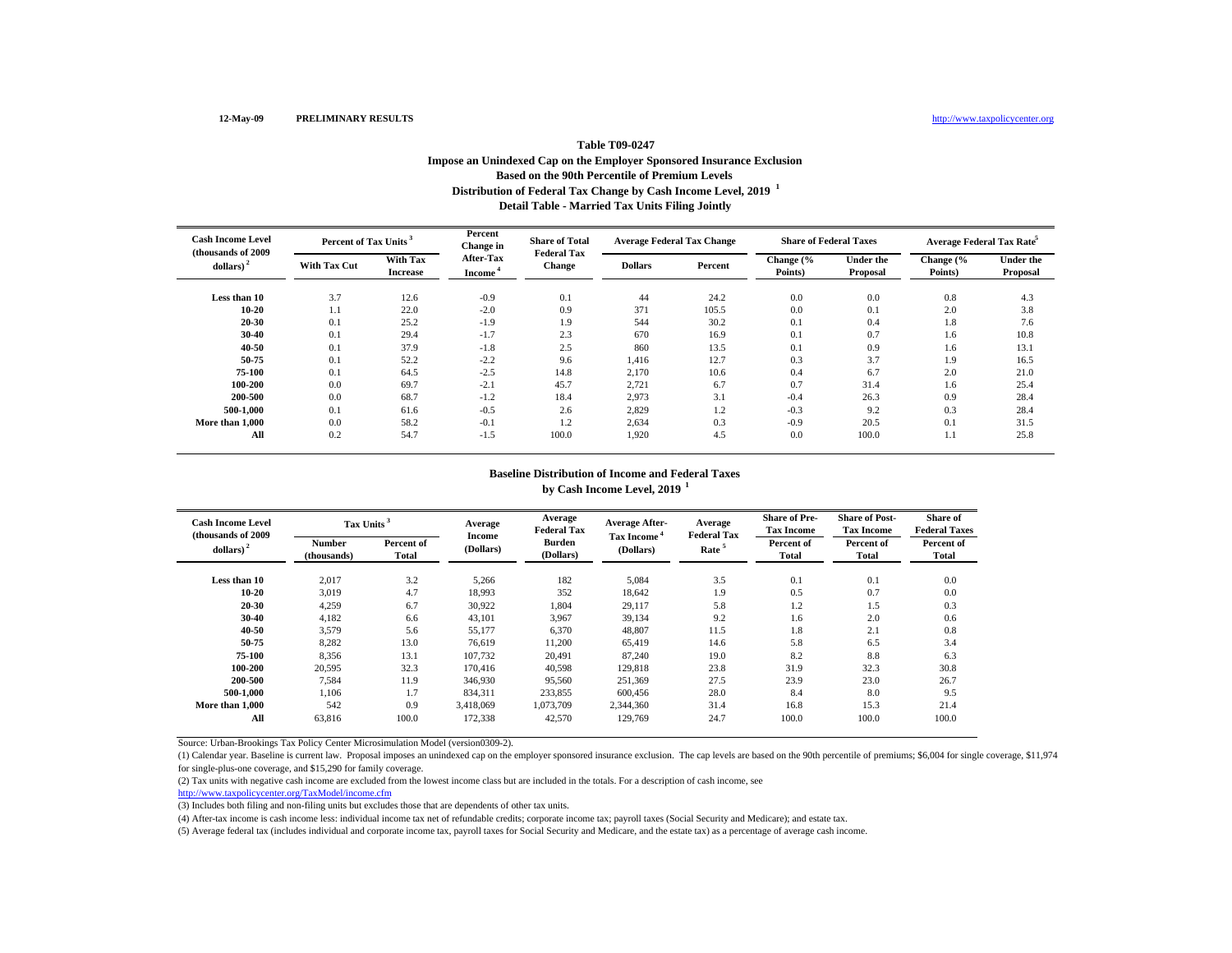12-May-09 **PRELIMINARY RESULTS** http://www.taxpolicycenter.org

### Table T09-0247
### Impose an Unindexed Cap on the Employer Sponsored Insurance Exclusion
### Based on the 90th Percentile of Premium Levels
### Distribution of Federal Tax Change by Cash Income Level, 2019 [1]
### Detail Table - Married Tax Units Filing Jointly

| Cash Income Level (thousands of 2009 dollars) [2] | Percent of Tax Units [3] | | Percent Change in After-Tax Income [4] | Share of Total Federal Tax Change | Average Federal Tax Change | | Share of Federal Taxes | | Average Federal Tax Rate[5] | |
|---|---|---|---|---|---|---|---|---|---|---|
| | With Tax Cut | With Tax Increase | | | Dollars | Percent | Change (% Points) | Under the Proposal | Change (% Points) | Under the Proposal |
| Less than 10 | 3.7 | 12.6 | -0.9 | 0.1 | 44 | 24.2 | 0.0 | 0.0 | 0.8 | 4.3 |
| 10-20 | 1.1 | 22.0 | -2.0 | 0.9 | 371 | 105.5 | 0.0 | 0.1 | 2.0 | 3.8 |
| 20-30 | 0.1 | 25.2 | -1.9 | 1.9 | 544 | 30.2 | 0.1 | 0.4 | 1.8 | 7.6 |
| 30-40 | 0.1 | 29.4 | -1.7 | 2.3 | 670 | 16.9 | 0.1 | 0.7 | 1.6 | 10.8 |
| 40-50 | 0.1 | 37.9 | -1.8 | 2.5 | 860 | 13.5 | 0.1 | 0.9 | 1.6 | 13.1 |
| 50-75 | 0.1 | 52.2 | -2.2 | 9.6 | 1,416 | 12.7 | 0.3 | 3.7 | 1.9 | 16.5 |
| 75-100 | 0.1 | 64.5 | -2.5 | 14.8 | 2,170 | 10.6 | 0.4 | 6.7 | 2.0 | 21.0 |
| 100-200 | 0.0 | 69.7 | -2.1 | 45.7 | 2,721 | 6.7 | 0.7 | 31.4 | 1.6 | 25.4 |
| 200-500 | 0.0 | 68.7 | -1.2 | 18.4 | 2,973 | 3.1 | -0.4 | 26.3 | 0.9 | 28.4 |
| 500-1,000 | 0.1 | 61.6 | -0.5 | 2.6 | 2,829 | 1.2 | -0.3 | 9.2 | 0.3 | 28.4 |
| More than 1,000 | 0.0 | 58.2 | -0.1 | 1.2 | 2,634 | 0.3 | -0.9 | 20.5 | 0.1 | 31.5 |
| All | 0.2 | 54.7 | -1.5 | 100.0 | 1,920 | 4.5 | 0.0 | 100.0 | 1.1 | 25.8 |

### Baseline Distribution of Income and Federal Taxes by Cash Income Level, 2019 [1]

| Cash Income Level (thousands of 2009 dollars) [2] | Tax Units [3] | | Average Income (Dollars) | Average Federal Tax Burden (Dollars) | Average After-Tax Income [4] (Dollars) | Average Federal Tax Rate [5] | Share of Pre-Tax Income | Share of Post-Tax Income | Share of Federal Taxes |
|---|---|---|---|---|---|---|---|---|---|
| | Number (thousands) | Percent of Total | | | | | Percent of Total | Percent of Total | Percent of Total |
| Less than 10 | 2,017 | 3.2 | 5,266 | 182 | 5,084 | 3.5 | 0.1 | 0.1 | 0.0 |
| 10-20 | 3,019 | 4.7 | 18,993 | 352 | 18,642 | 1.9 | 0.5 | 0.7 | 0.0 |
| 20-30 | 4,259 | 6.7 | 30,922 | 1,804 | 29,117 | 5.8 | 1.2 | 1.5 | 0.3 |
| 30-40 | 4,182 | 6.6 | 43,101 | 3,967 | 39,134 | 9.2 | 1.6 | 2.0 | 0.6 |
| 40-50 | 3,579 | 5.6 | 55,177 | 6,370 | 48,807 | 11.5 | 1.8 | 2.1 | 0.8 |
| 50-75 | 8,282 | 13.0 | 76,619 | 11,200 | 65,419 | 14.6 | 5.8 | 6.5 | 3.4 |
| 75-100 | 8,356 | 13.1 | 107,732 | 20,491 | 87,240 | 19.0 | 8.2 | 8.8 | 6.3 |
| 100-200 | 20,595 | 32.3 | 170,416 | 40,598 | 129,818 | 23.8 | 31.9 | 32.3 | 30.8 |
| 200-500 | 7,584 | 11.9 | 346,930 | 95,560 | 251,369 | 27.5 | 23.9 | 23.0 | 26.7 |
| 500-1,000 | 1,106 | 1.7 | 834,311 | 233,855 | 600,456 | 28.0 | 8.4 | 8.0 | 9.5 |
| More than 1,000 | 542 | 0.9 | 3,418,069 | 1,073,709 | 2,344,360 | 31.4 | 16.8 | 15.3 | 21.4 |
| All | 63,816 | 100.0 | 172,338 | 42,570 | 129,769 | 24.7 | 100.0 | 100.0 | 100.0 |

Source: Urban-Brookings Tax Policy Center Microsimulation Model (version0309-2).

(1) Calendar year. Baseline is current law. Proposal imposes an unindexed cap on the employer sponsored insurance exclusion. The cap levels are based on the 90th percentile of premiums; $6,004 for single coverage, $11,974 for single-plus-one coverage, and $15,290 for family coverage.

(2) Tax units with negative cash income are excluded from the lowest income class but are included in the totals. For a description of cash income, see http://www.taxpolicycenter.org/TaxModel/income.cfm

(3) Includes both filing and non-filing units but excludes those that are dependents of other tax units.

(4) After-tax income is cash income less: individual income tax net of refundable credits; corporate income tax; payroll taxes (Social Security and Medicare); and estate tax.

(5) Average federal tax (includes individual and corporate income tax, payroll taxes for Social Security and Medicare, and the estate tax) as a percentage of average cash income.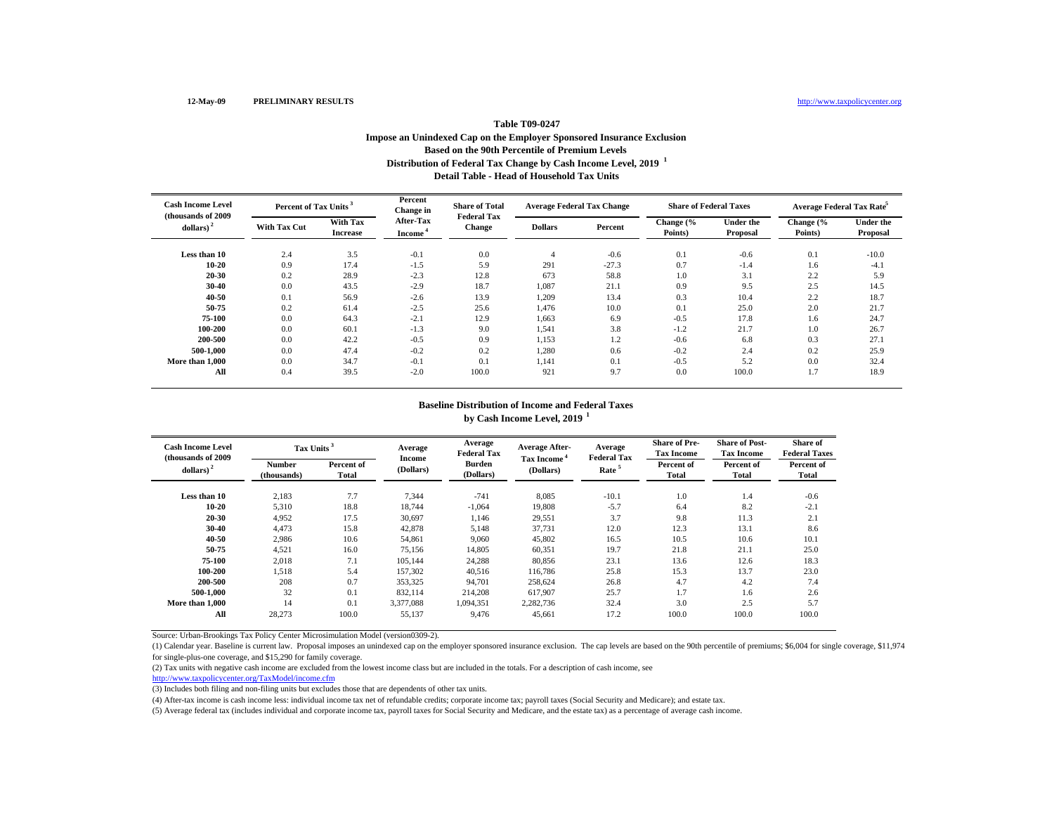12-May-09 **PRELIMINARY RESULTS** http://www.taxpolicycenter.org

## Table T09-0247
### Impose an Unindexed Cap on the Employer Sponsored Insurance Exclusion
### Based on the 90th Percentile of Premium Levels
### Distribution of Federal Tax Change by Cash Income Level, 2019 [1]
### Detail Table - Head of Household Tax Units

| Cash Income Level (thousands of 2009 dollars) [2] | Percent of Tax Units [3] | | Percent Change in After-Tax Income [4] | Share of Total Federal Tax Change | Average Federal Tax Change | | Share of Federal Taxes | | Average Federal Tax Rate [5] | |
|---|---|---|---|---|---|---|---|---|---|---|
| | With Tax Cut | With Tax Increase | | | Dollars | Percent | Change (% Points) | Under the Proposal | Change (% Points) | Under the Proposal |
| Less than 10 | 2.4 | 3.5 | -0.1 | 0.0 | 4 | -0.6 | 0.1 | -0.6 | 0.1 | -10.0 |
| 10-20 | 0.9 | 17.4 | -1.5 | 5.9 | 291 | -27.3 | 0.7 | -1.4 | 1.6 | -4.1 |
| 20-30 | 0.2 | 28.9 | -2.3 | 12.8 | 673 | 58.8 | 1.0 | 3.1 | 2.2 | 5.9 |
| 30-40 | 0.0 | 43.5 | -2.9 | 18.7 | 1,087 | 21.1 | 0.9 | 9.5 | 2.5 | 14.5 |
| 40-50 | 0.1 | 56.9 | -2.6 | 13.9 | 1,209 | 13.4 | 0.3 | 10.4 | 2.2 | 18.7 |
| 50-75 | 0.2 | 61.4 | -2.5 | 25.6 | 1,476 | 10.0 | 0.1 | 25.0 | 2.0 | 21.7 |
| 75-100 | 0.0 | 64.3 | -2.1 | 12.9 | 1,663 | 6.9 | -0.5 | 17.8 | 1.6 | 24.7 |
| 100-200 | 0.0 | 60.1 | -1.3 | 9.0 | 1,541 | 3.8 | -1.2 | 21.7 | 1.0 | 26.7 |
| 200-500 | 0.0 | 42.2 | -0.5 | 0.9 | 1,153 | 1.2 | -0.6 | 6.8 | 0.3 | 27.1 |
| 500-1,000 | 0.0 | 47.4 | -0.2 | 0.2 | 1,280 | 0.6 | -0.2 | 2.4 | 0.2 | 25.9 |
| More than 1,000 | 0.0 | 34.7 | -0.1 | 0.1 | 1,141 | 0.1 | -0.5 | 5.2 | 0.0 | 32.4 |
| All | 0.4 | 39.5 | -2.0 | 100.0 | 921 | 9.7 | 0.0 | 100.0 | 1.7 | 18.9 |

### Baseline Distribution of Income and Federal Taxes
### by Cash Income Level, 2019 [1]

| Cash Income Level (thousands of 2009 dollars) [2] | Tax Units [3] | | Average Income (Dollars) | Average Federal Tax Burden (Dollars) | Average After-Tax Income [4] (Dollars) | Average Federal Tax Rate [5] | Share of Pre-Tax Income | Share of Post-Tax Income | Share of Federal Taxes |
|---|---|---|---|---|---|---|---|---|---|
| | Number (thousands) | Percent of Total | | | | | Percent of Total | Percent of Total | Percent of Total |
| Less than 10 | 2,183 | 7.7 | 7,344 | -741 | 8,085 | -10.1 | 1.0 | 1.4 | -0.6 |
| 10-20 | 5,310 | 18.8 | 18,744 | -1,064 | 19,808 | -5.7 | 6.4 | 8.2 | -2.1 |
| 20-30 | 4,952 | 17.5 | 30,697 | 1,146 | 29,551 | 3.7 | 9.8 | 11.3 | 2.1 |
| 30-40 | 4,473 | 15.8 | 42,878 | 5,148 | 37,731 | 12.0 | 12.3 | 13.1 | 8.6 |
| 40-50 | 2,986 | 10.6 | 54,861 | 9,060 | 45,802 | 16.5 | 10.5 | 10.6 | 10.1 |
| 50-75 | 4,521 | 16.0 | 75,156 | 14,805 | 60,351 | 19.7 | 21.8 | 21.1 | 25.0 |
| 75-100 | 2,018 | 7.1 | 105,144 | 24,288 | 80,856 | 23.1 | 13.6 | 12.6 | 18.3 |
| 100-200 | 1,518 | 5.4 | 157,302 | 40,516 | 116,786 | 25.8 | 15.3 | 13.7 | 23.0 |
| 200-500 | 208 | 0.7 | 353,325 | 94,701 | 258,624 | 26.8 | 4.7 | 4.2 | 7.4 |
| 500-1,000 | 32 | 0.1 | 832,114 | 214,208 | 617,907 | 25.7 | 1.7 | 1.6 | 2.6 |
| More than 1,000 | 14 | 0.1 | 3,377,088 | 1,094,351 | 2,282,736 | 32.4 | 3.0 | 2.5 | 5.7 |
| All | 28,273 | 100.0 | 55,137 | 9,476 | 45,661 | 17.2 | 100.0 | 100.0 | 100.0 |

Source: Urban-Brookings Tax Policy Center Microsimulation Model (version0309-2).

(1) Calendar year. Baseline is current law. Proposal imposes an unindexed cap on the employer sponsored insurance exclusion. The cap levels are based on the 90th percentile of premiums; $6,004 for single coverage, $11,974 for single-plus-one coverage, and $15,290 for family coverage.

(2) Tax units with negative cash income are excluded from the lowest income class but are included in the totals. For a description of cash income, see http://www.taxpolicycenter.org/TaxModel/income.cfm

(3) Includes both filing and non-filing units but excludes those that are dependents of other tax units.

(4) After-tax income is cash income less: individual income tax net of refundable credits; corporate income tax; payroll taxes (Social Security and Medicare); and estate tax.

(5) Average federal tax (includes individual and corporate income tax, payroll taxes for Social Security and Medicare, and the estate tax) as a percentage of average cash income.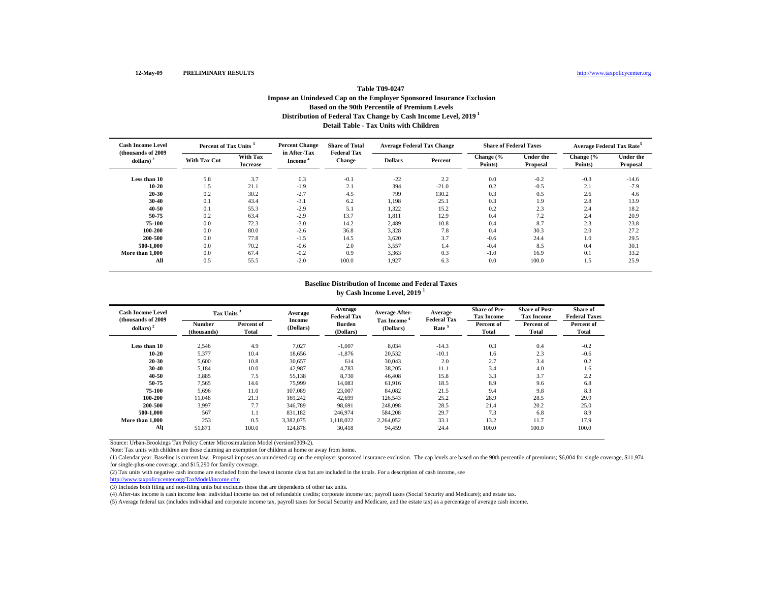12-May-09 PRELIMINARY RESULTS http://www.taxpolicycenter.org

### Table T09-0247
### Impose an Unindexed Cap on the Employer Sponsored Insurance Exclusion
### Based on the 90th Percentile of Premium Levels
### Distribution of Federal Tax Change by Cash Income Level, 2019 [1]
### Detail Table - Tax Units with Children

| Cash Income Level (thousands of 2009 dollars) [2] | Percent of Tax Units [3] | | Percent Change in After-Tax Income [4] | Share of Total Federal Tax Change | Average Federal Tax Change | | Share of Federal Taxes | | Average Federal Tax Rate [5] | |
|---|---|---|---|---|---|---|---|---|---|---|
| | With Tax Cut | With Tax Increase | | | Dollars | Percent | Change (% Points) | Under the Proposal | Change (% Points) | Under the Proposal |
| Less than 10 | 5.8 | 3.7 | 0.3 | -0.1 | -22 | 2.2 | 0.0 | -0.2 | -0.3 | -14.6 |
| 10-20 | 1.5 | 21.1 | -1.9 | 2.1 | 394 | -21.0 | 0.2 | -0.5 | 2.1 | -7.9 |
| 20-30 | 0.2 | 30.2 | -2.7 | 4.5 | 799 | 130.2 | 0.3 | 0.5 | 2.6 | 4.6 |
| 30-40 | 0.1 | 43.4 | -3.1 | 6.2 | 1,198 | 25.1 | 0.3 | 1.9 | 2.8 | 13.9 |
| 40-50 | 0.1 | 55.3 | -2.9 | 5.1 | 1,322 | 15.2 | 0.2 | 2.3 | 2.4 | 18.2 |
| 50-75 | 0.2 | 63.4 | -2.9 | 13.7 | 1,811 | 12.9 | 0.4 | 7.2 | 2.4 | 20.9 |
| 75-100 | 0.0 | 72.3 | -3.0 | 14.2 | 2,489 | 10.8 | 0.4 | 8.7 | 2.3 | 23.8 |
| 100-200 | 0.0 | 80.0 | -2.6 | 36.8 | 3,328 | 7.8 | 0.4 | 30.3 | 2.0 | 27.2 |
| 200-500 | 0.0 | 77.8 | -1.5 | 14.5 | 3,620 | 3.7 | -0.6 | 24.4 | 1.0 | 29.5 |
| 500-1,000 | 0.0 | 70.2 | -0.6 | 2.0 | 3,557 | 1.4 | -0.4 | 8.5 | 0.4 | 30.1 |
| More than 1,000 | 0.0 | 67.4 | -0.2 | 0.9 | 3,363 | 0.3 | -1.0 | 16.9 | 0.1 | 33.2 |
| All | 0.5 | 55.5 | -2.0 | 100.0 | 1,927 | 6.3 | 0.0 | 100.0 | 1.5 | 25.9 |

### Baseline Distribution of Income and Federal Taxes
### by Cash Income Level, 2019 [1]

| Cash Income Level (thousands of 2009 dollars) [2] | Tax Units [3] | | Average Income (Dollars) | Average Federal Tax Burden (Dollars) | Average After-Tax Income [4] (Dollars) | Average Federal Tax Rate [5] | Share of Pre-Tax Income | Share of Post-Tax Income | Share of Federal Taxes |
|---|---|---|---|---|---|---|---|---|---|
| | Number (thousands) | Percent of Total | | | | | Percent of Total | Percent of Total | Percent of Total |
| Less than 10 | 2,546 | 4.9 | 7,027 | -1,007 | 8,034 | -14.3 | 0.3 | 0.4 | -0.2 |
| 10-20 | 5,377 | 10.4 | 18,656 | -1,876 | 20,532 | -10.1 | 1.6 | 2.3 | -0.6 |
| 20-30 | 5,600 | 10.8 | 30,657 | 614 | 30,043 | 2.0 | 2.7 | 3.4 | 0.2 |
| 30-40 | 5,184 | 10.0 | 42,987 | 4,783 | 38,205 | 11.1 | 3.4 | 4.0 | 1.6 |
| 40-50 | 3,885 | 7.5 | 55,138 | 8,730 | 46,408 | 15.8 | 3.3 | 3.7 | 2.2 |
| 50-75 | 7,565 | 14.6 | 75,999 | 14,083 | 61,916 | 18.5 | 8.9 | 9.6 | 6.8 |
| 75-100 | 5,696 | 11.0 | 107,089 | 23,007 | 84,082 | 21.5 | 9.4 | 9.8 | 8.3 |
| 100-200 | 11,048 | 21.3 | 169,242 | 42,699 | 126,543 | 25.2 | 28.9 | 28.5 | 29.9 |
| 200-500 | 3,997 | 7.7 | 346,789 | 98,691 | 248,098 | 28.5 | 21.4 | 20.2 | 25.0 |
| 500-1,000 | 567 | 1.1 | 831,182 | 246,974 | 584,208 | 29.7 | 7.3 | 6.8 | 8.9 |
| More than 1,000 | 253 | 0.5 | 3,382,075 | 1,118,022 | 2,264,052 | 33.1 | 13.2 | 11.7 | 17.9 |
| All | 51,871 | 100.0 | 124,878 | 30,418 | 94,459 | 24.4 | 100.0 | 100.0 | 100.0 |

Source: Urban-Brookings Tax Policy Center Microsimulation Model (version0309-2).

Note: Tax units with children are those claiming an exemption for children at home or away from home.

(1) Calendar year. Baseline is current law. Proposal imposes an unindexed cap on the employer sponsored insurance exclusion. The cap levels are based on the 90th percentile of premiums; $6,004 for single coverage, $11,974 for single-plus-one coverage, and $15,290 for family coverage.

(2) Tax units with negative cash income are excluded from the lowest income class but are included in the totals. For a description of cash income, see http://www.taxpolicycenter.org/TaxModel/income.cfm

(3) Includes both filing and non-filing units but excludes those that are dependents of other tax units.

(4) After-tax income is cash income less: individual income tax net of refundable credits; corporate income tax; payroll taxes (Social Security and Medicare); and estate tax.

(5) Average federal tax (includes individual and corporate income tax, payroll taxes for Social Security and Medicare, and the estate tax) as a percentage of average cash income.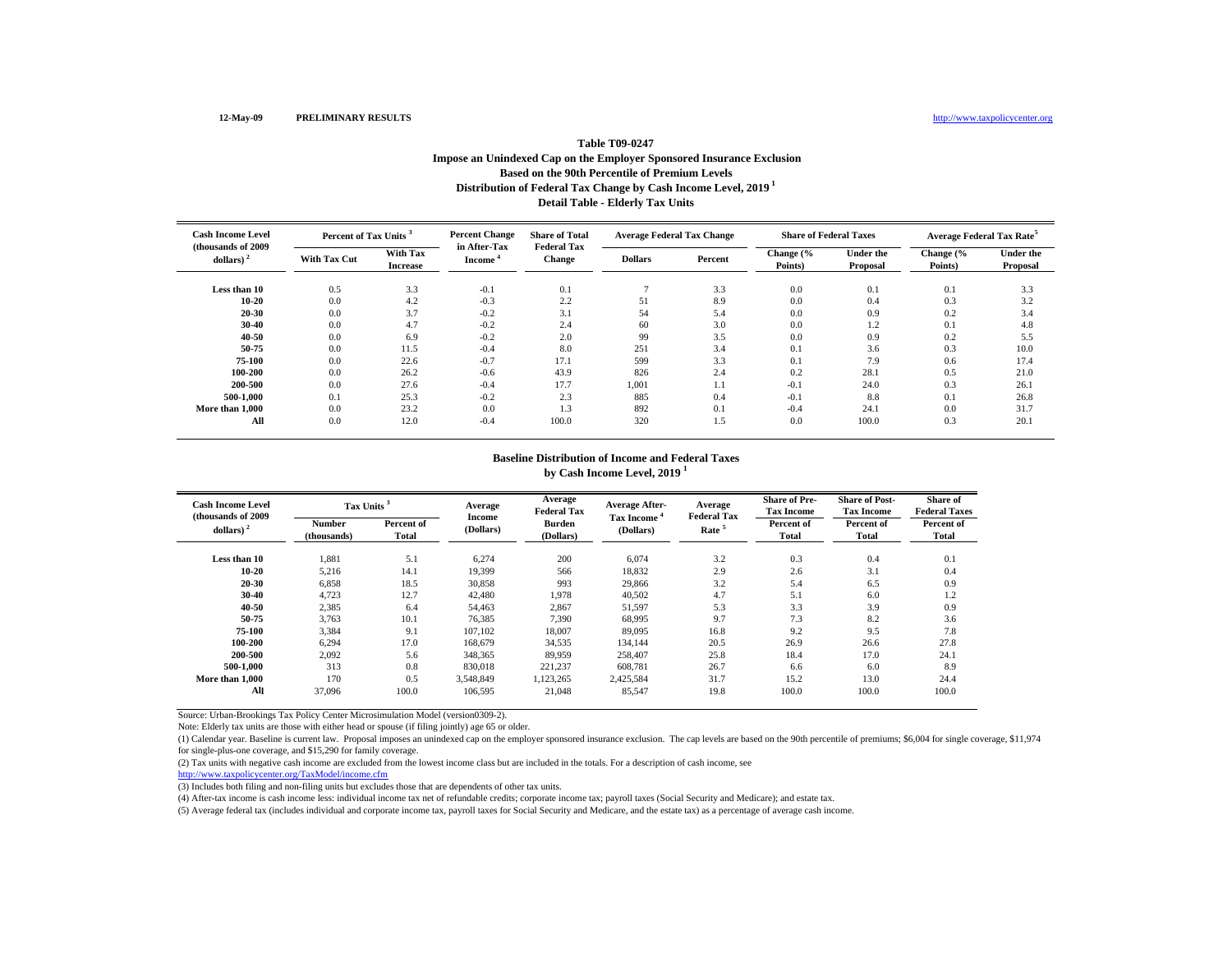12-May-09 PRELIMINARY RESULTS http://www.taxpolicycenter.org

**Table T09-0247**
**Impose an Unindexed Cap on the Employer Sponsored Insurance Exclusion**
**Based on the 90th Percentile of Premium Levels**
**Distribution of Federal Tax Change by Cash Income Level, 2019 [1]**
**Detail Table - Elderly Tax Units**

| Cash Income Level (thousands of 2009 dollars) [2] | Percent of Tax Units [3] | | Percent Change in After-Tax Income [4] | Share of Total Federal Tax Change | Average Federal Tax Change | | Share of Federal Taxes | | Average Federal Tax Rate [5] | |
|---|---|---|---|---|---|---|---|---|---|---|
| | With Tax Cut | With Tax Increase | | | Dollars | Percent | Change (% Points) | Under the Proposal | Change (% Points) | Under the Proposal |
| Less than 10 | 0.5 | 3.3 | -0.1 | 0.1 | 7 | 3.3 | 0.0 | 0.1 | 0.1 | 3.3 |
| 10-20 | 0.0 | 4.2 | -0.3 | 2.2 | 51 | 8.9 | 0.0 | 0.4 | 0.3 | 3.2 |
| 20-30 | 0.0 | 3.7 | -0.2 | 3.1 | 54 | 5.4 | 0.0 | 0.9 | 0.2 | 3.4 |
| 30-40 | 0.0 | 4.7 | -0.2 | 2.4 | 60 | 3.0 | 0.0 | 1.2 | 0.1 | 4.8 |
| 40-50 | 0.0 | 6.9 | -0.2 | 2.0 | 99 | 3.5 | 0.0 | 0.9 | 0.2 | 5.5 |
| 50-75 | 0.0 | 11.5 | -0.4 | 8.0 | 251 | 3.4 | 0.1 | 3.6 | 0.3 | 10.0 |
| 75-100 | 0.0 | 22.6 | -0.7 | 17.1 | 599 | 3.3 | 0.1 | 7.9 | 0.6 | 17.4 |
| 100-200 | 0.0 | 26.2 | -0.6 | 43.9 | 826 | 2.4 | 0.2 | 28.1 | 0.5 | 21.0 |
| 200-500 | 0.0 | 27.6 | -0.4 | 17.7 | 1,001 | 1.1 | -0.1 | 24.0 | 0.3 | 26.1 |
| 500-1,000 | 0.1 | 25.3 | -0.2 | 2.3 | 885 | 0.4 | -0.1 | 8.8 | 0.1 | 26.8 |
| More than 1,000 | 0.0 | 23.2 | 0.0 | 1.3 | 892 | 0.1 | -0.4 | 24.1 | 0.0 | 31.7 |
| All | 0.0 | 12.0 | -0.4 | 100.0 | 320 | 1.5 | 0.0 | 100.0 | 0.3 | 20.1 |

**Baseline Distribution of Income and Federal Taxes**
**by Cash Income Level, 2019 [1]**

| Cash Income Level (thousands of 2009 dollars) [2] | Tax Units [3] | | Average Income (Dollars) | Average Federal Tax Burden (Dollars) | Average After-Tax Income [4] (Dollars) | Average Federal Tax Rate [5] | Share of Pre-Tax Income | Share of Post-Tax Income | Share of Federal Taxes |
|---|---|---|---|---|---|---|---|---|---|
| | Number (thousands) | Percent of Total | | | | | Percent of Total | Percent of Total | Percent of Total |
| Less than 10 | 1,881 | 5.1 | 6,274 | 200 | 6,074 | 3.2 | 0.3 | 0.4 | 0.1 |
| 10-20 | 5,216 | 14.1 | 19,399 | 566 | 18,832 | 2.9 | 2.6 | 3.1 | 0.4 |
| 20-30 | 6,858 | 18.5 | 30,858 | 993 | 29,866 | 3.2 | 5.4 | 6.5 | 0.9 |
| 30-40 | 4,723 | 12.7 | 42,480 | 1,978 | 40,502 | 4.7 | 5.1 | 6.0 | 1.2 |
| 40-50 | 2,385 | 6.4 | 54,463 | 2,867 | 51,597 | 5.3 | 3.3 | 3.9 | 0.9 |
| 50-75 | 3,763 | 10.1 | 76,385 | 7,390 | 68,995 | 9.7 | 7.3 | 8.2 | 3.6 |
| 75-100 | 3,384 | 9.1 | 107,102 | 18,007 | 89,095 | 16.8 | 9.2 | 9.5 | 7.8 |
| 100-200 | 6,294 | 17.0 | 168,679 | 34,535 | 134,144 | 20.5 | 26.9 | 26.6 | 27.8 |
| 200-500 | 2,092 | 5.6 | 348,365 | 89,959 | 258,407 | 25.8 | 18.4 | 17.0 | 24.1 |
| 500-1,000 | 313 | 0.8 | 830,018 | 221,237 | 608,781 | 26.7 | 6.6 | 6.0 | 8.9 |
| More than 1,000 | 170 | 0.5 | 3,548,849 | 1,123,265 | 2,425,584 | 31.7 | 15.2 | 13.0 | 24.4 |
| All | 37,096 | 100.0 | 106,595 | 21,048 | 85,547 | 19.8 | 100.0 | 100.0 | 100.0 |

Source: Urban-Brookings Tax Policy Center Microsimulation Model (version0309-2).

Note: Elderly tax units are those with either head or spouse (if filing jointly) age 65 or older.

(1) Calendar year. Baseline is current law. Proposal imposes an unindexed cap on the employer sponsored insurance exclusion. The cap levels are based on the 90th percentile of premiums; $6,004 for single coverage, $11,974 for single-plus-one coverage, and $15,290 for family coverage.

(2) Tax units with negative cash income are excluded from the lowest income class but are included in the totals. For a description of cash income, see http://www.taxpolicycenter.org/TaxModel/income.cfm

(3) Includes both filing and non-filing units but excludes those that are dependents of other tax units.

(4) After-tax income is cash income less: individual income tax net of refundable credits; corporate income tax; payroll taxes (Social Security and Medicare); and estate tax.

(5) Average federal tax (includes individual and corporate income tax, payroll taxes for Social Security and Medicare, and the estate tax) as a percentage of average cash income.